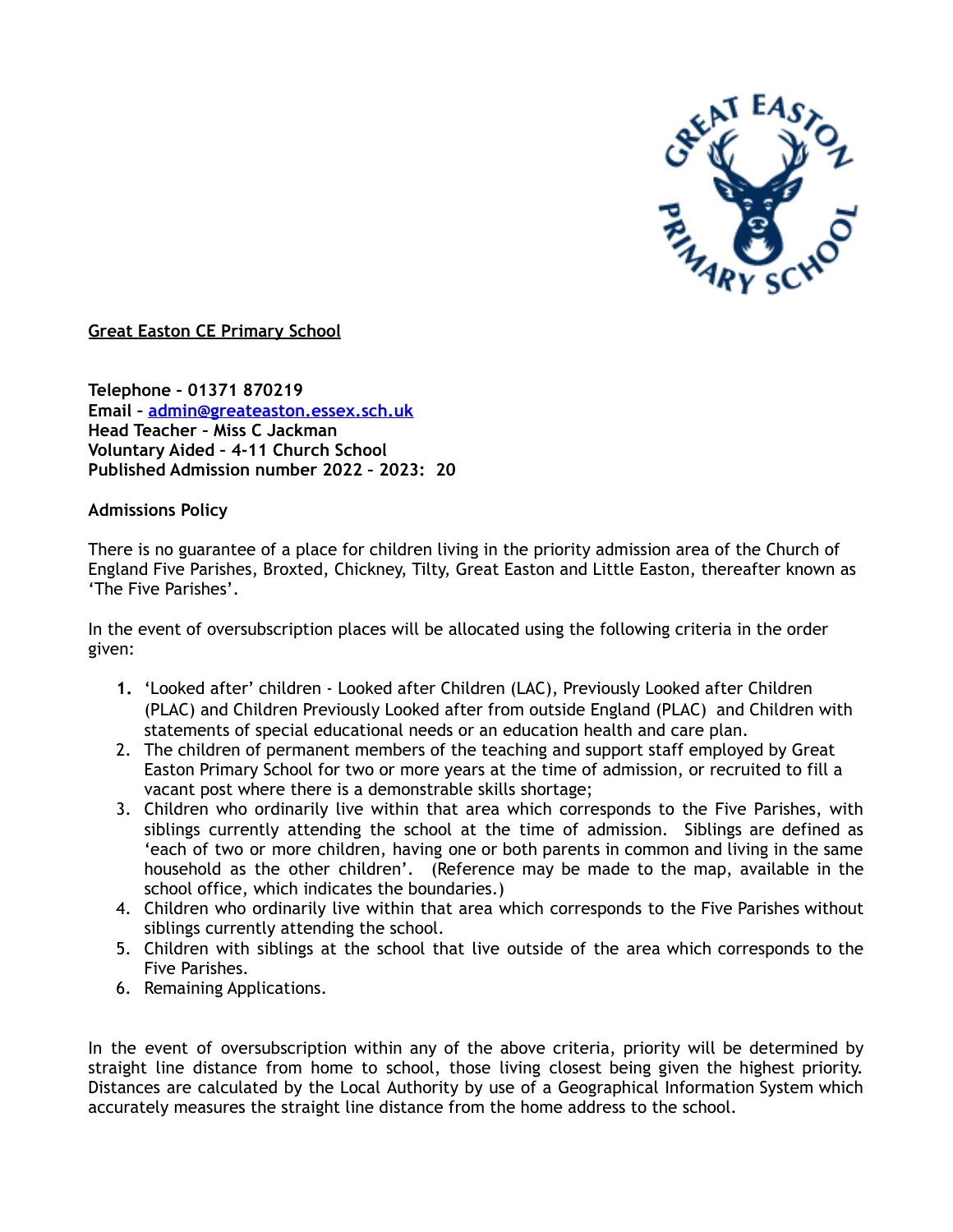**Great Easton CE Primary School**

**Telephone – 01371 870219**
**Email – [admin@greateaston.essex.sch.uk](mailto:admin@greateaston.essex.sch.uk)**
**Head Teacher – Miss C Jackman**
**Voluntary Aided – 4-11 Church School**
**Published Admission number 2022 – 2023: 20**

**Admissions Policy**

There is no guarantee of a place for children living in the priority admission area of the Church of England Five Parishes, Broxted, Chickney, Tilty, Great Easton and Little Easton, thereafter known as 'The Five Parishes'.

In the event of oversubscription places will be allocated using the following criteria in the order given:

1. 'Looked after' children - Looked after Children (LAC), Previously Looked after Children (PLAC) and Children Previously Looked after from outside England (PLAC) and Children with statements of special educational needs or an education health and care plan.
2. The children of permanent members of the teaching and support staff employed by Great Easton Primary School for two or more years at the time of admission, or recruited to fill a vacant post where there is a demonstrable skills shortage;
3. Children who ordinarily live within that area which corresponds to the Five Parishes, with siblings currently attending the school at the time of admission. Siblings are defined as 'each of two or more children, having one or both parents in common and living in the same household as the other children'. (Reference may be made to the map, available in the school office, which indicates the boundaries.)
4. Children who ordinarily live within that area which corresponds to the Five Parishes without siblings currently attending the school.
5. Children with siblings at the school that live outside of the area which corresponds to the Five Parishes.
6. Remaining Applications.

In the event of oversubscription within any of the above criteria, priority will be determined by straight line distance from home to school, those living closest being given the highest priority. Distances are calculated by the Local Authority by use of a Geographical Information System which accurately measures the straight line distance from the home address to the school.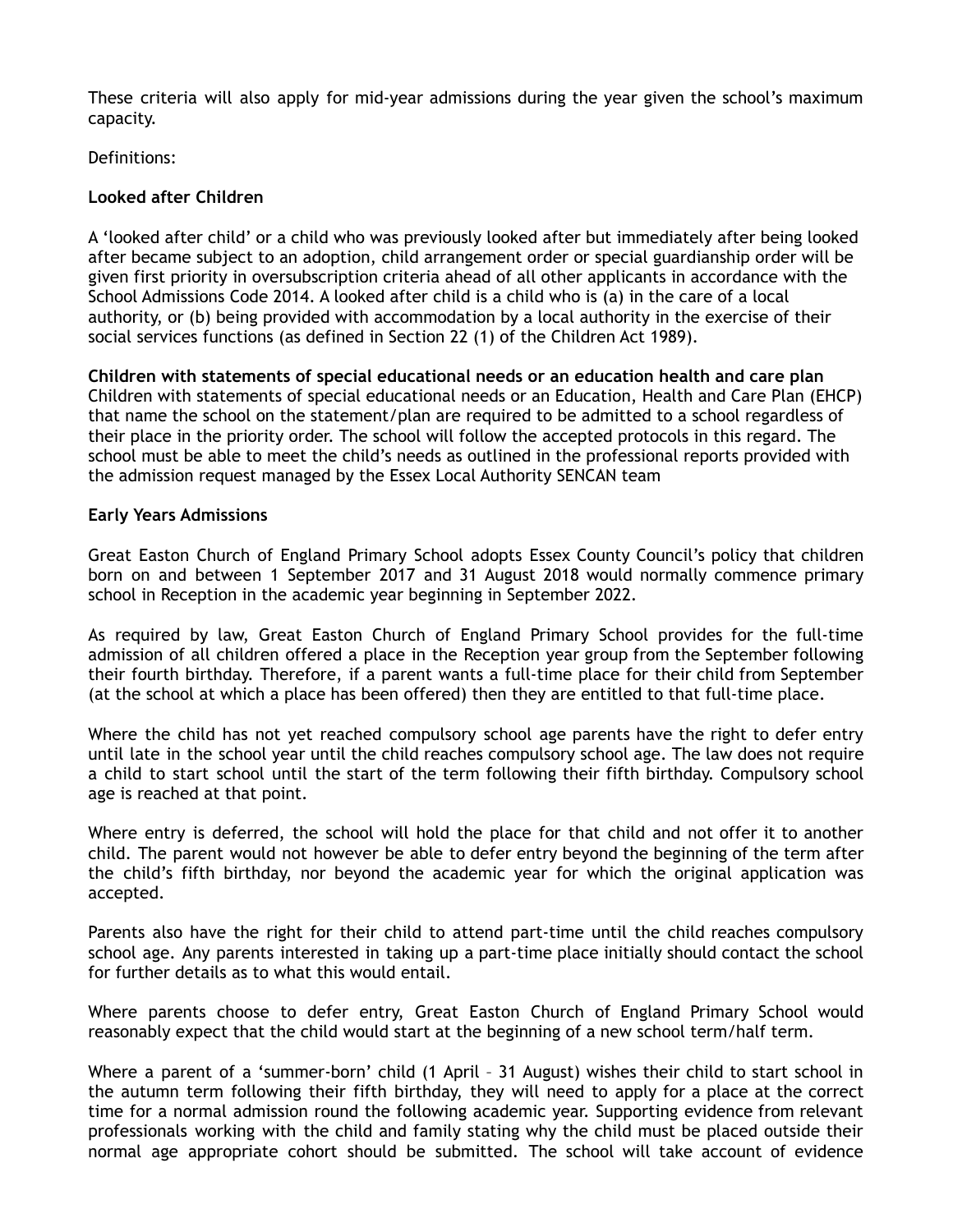These criteria will also apply for mid-year admissions during the year given the school's maximum capacity.

Definitions:

**Looked after Children**

A 'looked after child' or a child who was previously looked after but immediately after being looked after became subject to an adoption, child arrangement order or special guardianship order will be given first priority in oversubscription criteria ahead of all other applicants in accordance with the School Admissions Code 2014. A looked after child is a child who is (a) in the care of a local authority, or (b) being provided with accommodation by a local authority in the exercise of their social services functions (as defined in Section 22 (1) of the Children Act 1989).

**Children with statements of special educational needs or an education health and care plan**
Children with statements of special educational needs or an Education, Health and Care Plan (EHCP) that name the school on the statement/plan are required to be admitted to a school regardless of their place in the priority order. The school will follow the accepted protocols in this regard. The school must be able to meet the child's needs as outlined in the professional reports provided with the admission request managed by the Essex Local Authority SENCAN team

**Early Years Admissions**

Great Easton Church of England Primary School adopts Essex County Council's policy that children born on and between 1 September 2017 and 31 August 2018 would normally commence primary school in Reception in the academic year beginning in September 2022.

As required by law, Great Easton Church of England Primary School provides for the full-time admission of all children offered a place in the Reception year group from the September following their fourth birthday. Therefore, if a parent wants a full-time place for their child from September (at the school at which a place has been offered) then they are entitled to that full-time place.

Where the child has not yet reached compulsory school age parents have the right to defer entry until late in the school year until the child reaches compulsory school age. The law does not require a child to start school until the start of the term following their fifth birthday. Compulsory school age is reached at that point.

Where entry is deferred, the school will hold the place for that child and not offer it to another child. The parent would not however be able to defer entry beyond the beginning of the term after the child's fifth birthday, nor beyond the academic year for which the original application was accepted.

Parents also have the right for their child to attend part-time until the child reaches compulsory school age. Any parents interested in taking up a part-time place initially should contact the school for further details as to what this would entail.

Where parents choose to defer entry, Great Easton Church of England Primary School would reasonably expect that the child would start at the beginning of a new school term/half term.

Where a parent of a 'summer-born' child (1 April – 31 August) wishes their child to start school in the autumn term following their fifth birthday, they will need to apply for a place at the correct time for a normal admission round the following academic year. Supporting evidence from relevant professionals working with the child and family stating why the child must be placed outside their normal age appropriate cohort should be submitted. The school will take account of evidence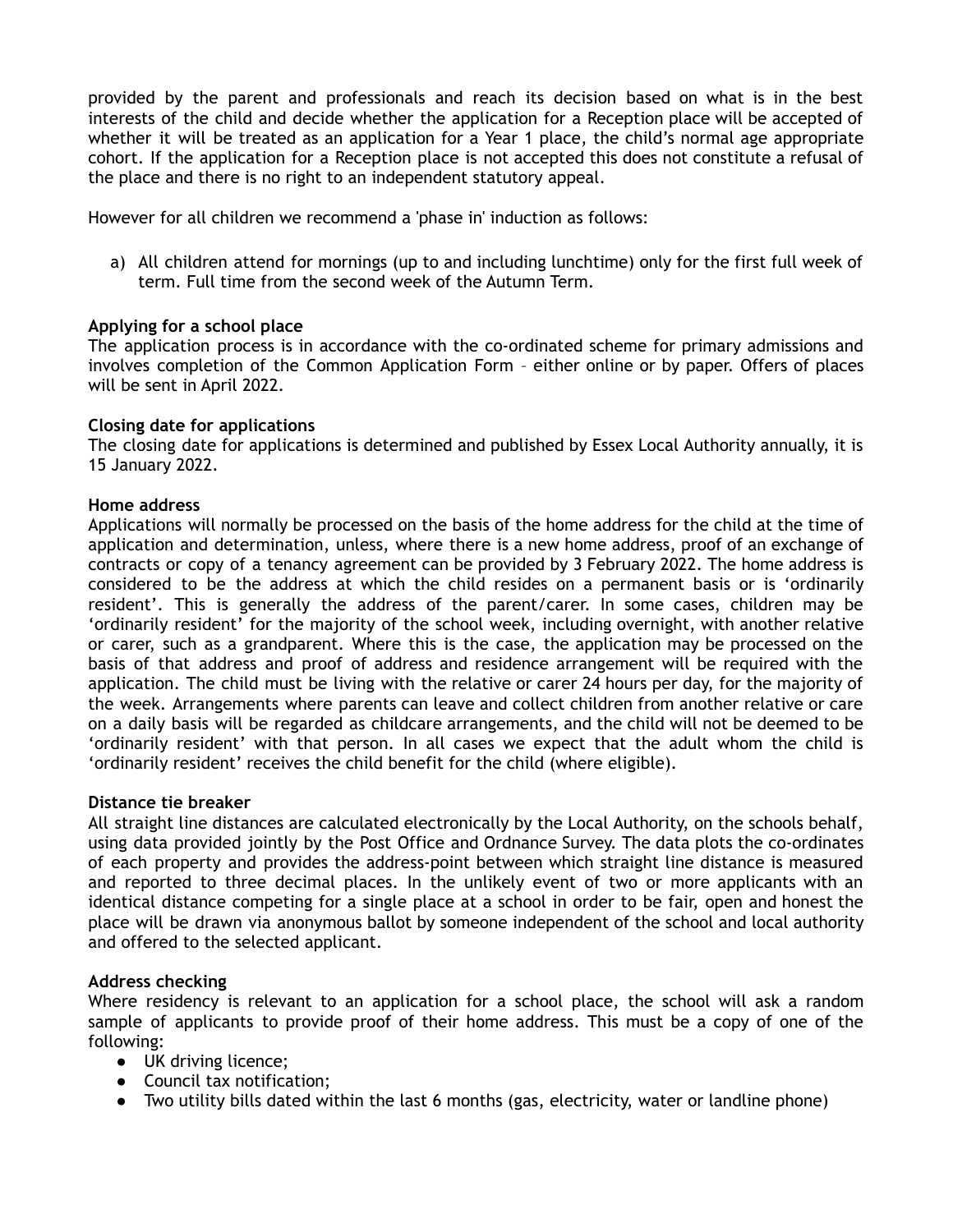provided by the parent and professionals and reach its decision based on what is in the best interests of the child and decide whether the application for a Reception place will be accepted of whether it will be treated as an application for a Year 1 place, the child's normal age appropriate cohort. If the application for a Reception place is not accepted this does not constitute a refusal of the place and there is no right to an independent statutory appeal.

However for all children we recommend a 'phase in' induction as follows:

a) All children attend for mornings (up to and including lunchtime) only for the first full week of term. Full time from the second week of the Autumn Term.

**Applying for a school place**
The application process is in accordance with the co-ordinated scheme for primary admissions and involves completion of the Common Application Form – either online or by paper. Offers of places will be sent in April 2022.

**Closing date for applications**
The closing date for applications is determined and published by Essex Local Authority annually, it is 15 January 2022.

**Home address**
Applications will normally be processed on the basis of the home address for the child at the time of application and determination, unless, where there is a new home address, proof of an exchange of contracts or copy of a tenancy agreement can be provided by 3 February 2022. The home address is considered to be the address at which the child resides on a permanent basis or is 'ordinarily resident'. This is generally the address of the parent/carer. In some cases, children may be 'ordinarily resident' for the majority of the school week, including overnight, with another relative or carer, such as a grandparent. Where this is the case, the application may be processed on the basis of that address and proof of address and residence arrangement will be required with the application. The child must be living with the relative or carer 24 hours per day, for the majority of the week. Arrangements where parents can leave and collect children from another relative or care on a daily basis will be regarded as childcare arrangements, and the child will not be deemed to be 'ordinarily resident' with that person. In all cases we expect that the adult whom the child is 'ordinarily resident' receives the child benefit for the child (where eligible).

**Distance tie breaker**
All straight line distances are calculated electronically by the Local Authority, on the schools behalf, using data provided jointly by the Post Office and Ordnance Survey. The data plots the co-ordinates of each property and provides the address-point between which straight line distance is measured and reported to three decimal places. In the unlikely event of two or more applicants with an identical distance competing for a single place at a school in order to be fair, open and honest the place will be drawn via anonymous ballot by someone independent of the school and local authority and offered to the selected applicant.

**Address checking**
Where residency is relevant to an application for a school place, the school will ask a random sample of applicants to provide proof of their home address. This must be a copy of one of the following:

- UK driving licence;
- Council tax notification;
- Two utility bills dated within the last 6 months (gas, electricity, water or landline phone)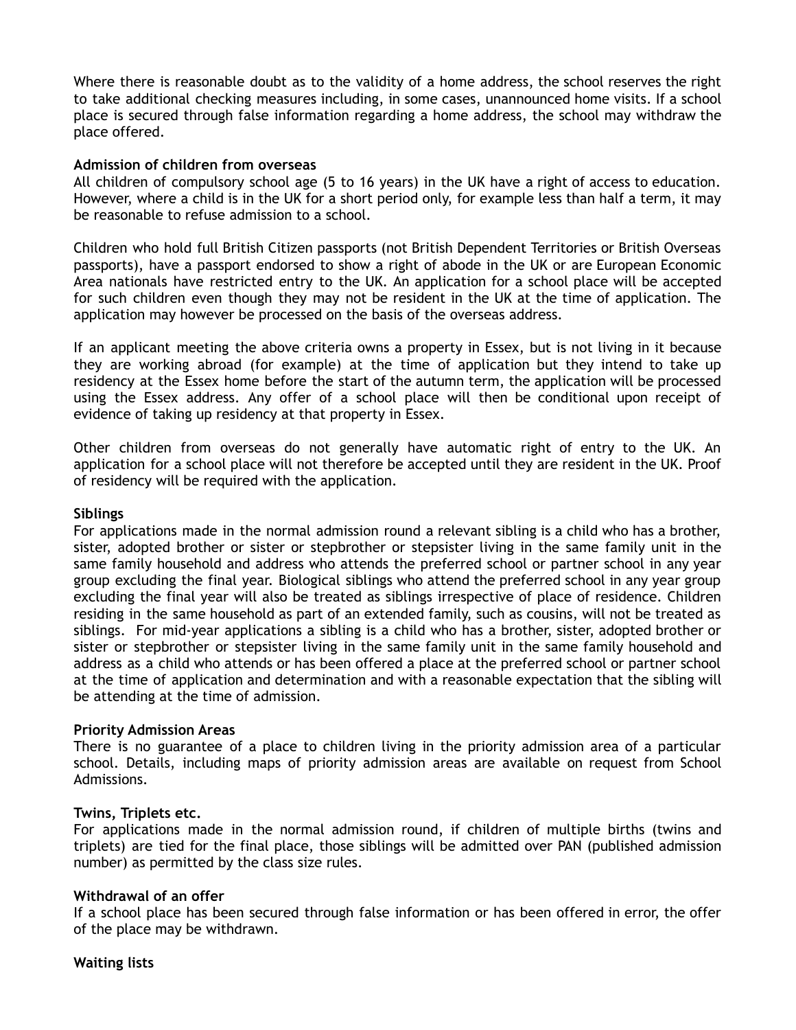Where there is reasonable doubt as to the validity of a home address, the school reserves the right to take additional checking measures including, in some cases, unannounced home visits. If a school place is secured through false information regarding a home address, the school may withdraw the place offered.

**Admission of children from overseas**

All children of compulsory school age (5 to 16 years) in the UK have a right of access to education. However, where a child is in the UK for a short period only, for example less than half a term, it may be reasonable to refuse admission to a school.

Children who hold full British Citizen passports (not British Dependent Territories or British Overseas passports), have a passport endorsed to show a right of abode in the UK or are European Economic Area nationals have restricted entry to the UK. An application for a school place will be accepted for such children even though they may not be resident in the UK at the time of application. The application may however be processed on the basis of the overseas address.

If an applicant meeting the above criteria owns a property in Essex, but is not living in it because they are working abroad (for example) at the time of application but they intend to take up residency at the Essex home before the start of the autumn term, the application will be processed using the Essex address. Any offer of a school place will then be conditional upon receipt of evidence of taking up residency at that property in Essex.

Other children from overseas do not generally have automatic right of entry to the UK. An application for a school place will not therefore be accepted until they are resident in the UK. Proof of residency will be required with the application.

**Siblings**

For applications made in the normal admission round a relevant sibling is a child who has a brother, sister, adopted brother or sister or stepbrother or stepsister living in the same family unit in the same family household and address who attends the preferred school or partner school in any year group excluding the final year. Biological siblings who attend the preferred school in any year group excluding the final year will also be treated as siblings irrespective of place of residence. Children residing in the same household as part of an extended family, such as cousins, will not be treated as siblings. For mid-year applications a sibling is a child who has a brother, sister, adopted brother or sister or stepbrother or stepsister living in the same family unit in the same family household and address as a child who attends or has been offered a place at the preferred school or partner school at the time of application and determination and with a reasonable expectation that the sibling will be attending at the time of admission.

**Priority Admission Areas**

There is no guarantee of a place to children living in the priority admission area of a particular school. Details, including maps of priority admission areas are available on request from School Admissions.

**Twins, Triplets etc.**

For applications made in the normal admission round, if children of multiple births (twins and triplets) are tied for the final place, those siblings will be admitted over PAN (published admission number) as permitted by the class size rules.

**Withdrawal of an offer**

If a school place has been secured through false information or has been offered in error, the offer of the place may be withdrawn.

**Waiting lists**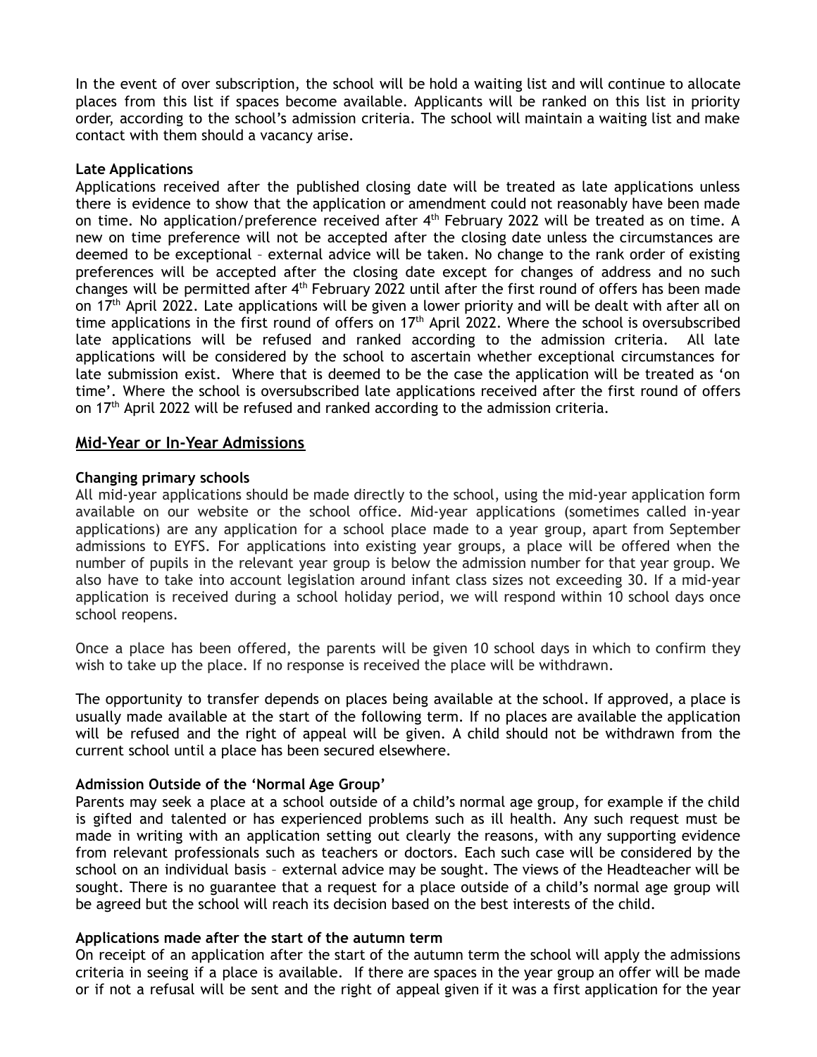In the event of over subscription, the school will be hold a waiting list and will continue to allocate places from this list if spaces become available. Applicants will be ranked on this list in priority order, according to the school's admission criteria. The school will maintain a waiting list and make contact with them should a vacancy arise.

**Late Applications**

Applications received after the published closing date will be treated as late applications unless there is evidence to show that the application or amendment could not reasonably have been made on time. No application/preference received after 4th February 2022 will be treated as on time. A new on time preference will not be accepted after the closing date unless the circumstances are deemed to be exceptional – external advice will be taken. No change to the rank order of existing preferences will be accepted after the closing date except for changes of address and no such changes will be permitted after 4th February 2022 until after the first round of offers has been made on 17th April 2022. Late applications will be given a lower priority and will be dealt with after all on time applications in the first round of offers on 17th April 2022. Where the school is oversubscribed late applications will be refused and ranked according to the admission criteria. All late applications will be considered by the school to ascertain whether exceptional circumstances for late submission exist. Where that is deemed to be the case the application will be treated as 'on time'. Where the school is oversubscribed late applications received after the first round of offers on 17th April 2022 will be refused and ranked according to the admission criteria.

## Mid-Year or In-Year Admissions

**Changing primary schools**

All mid-year applications should be made directly to the school, using the mid-year application form available on our website or the school office. Mid-year applications (sometimes called in-year applications) are any application for a school place made to a year group, apart from September admissions to EYFS. For applications into existing year groups, a place will be offered when the number of pupils in the relevant year group is below the admission number for that year group. We also have to take into account legislation around infant class sizes not exceeding 30. If a mid-year application is received during a school holiday period, we will respond within 10 school days once school reopens.

Once a place has been offered, the parents will be given 10 school days in which to confirm they wish to take up the place. If no response is received the place will be withdrawn.

The opportunity to transfer depends on places being available at the school. If approved, a place is usually made available at the start of the following term. If no places are available the application will be refused and the right of appeal will be given. A child should not be withdrawn from the current school until a place has been secured elsewhere.

**Admission Outside of the 'Normal Age Group'**

Parents may seek a place at a school outside of a child's normal age group, for example if the child is gifted and talented or has experienced problems such as ill health. Any such request must be made in writing with an application setting out clearly the reasons, with any supporting evidence from relevant professionals such as teachers or doctors. Each such case will be considered by the school on an individual basis – external advice may be sought. The views of the Headteacher will be sought. There is no guarantee that a request for a place outside of a child's normal age group will be agreed but the school will reach its decision based on the best interests of the child.

**Applications made after the start of the autumn term**

On receipt of an application after the start of the autumn term the school will apply the admissions criteria in seeing if a place is available. If there are spaces in the year group an offer will be made or if not a refusal will be sent and the right of appeal given if it was a first application for the year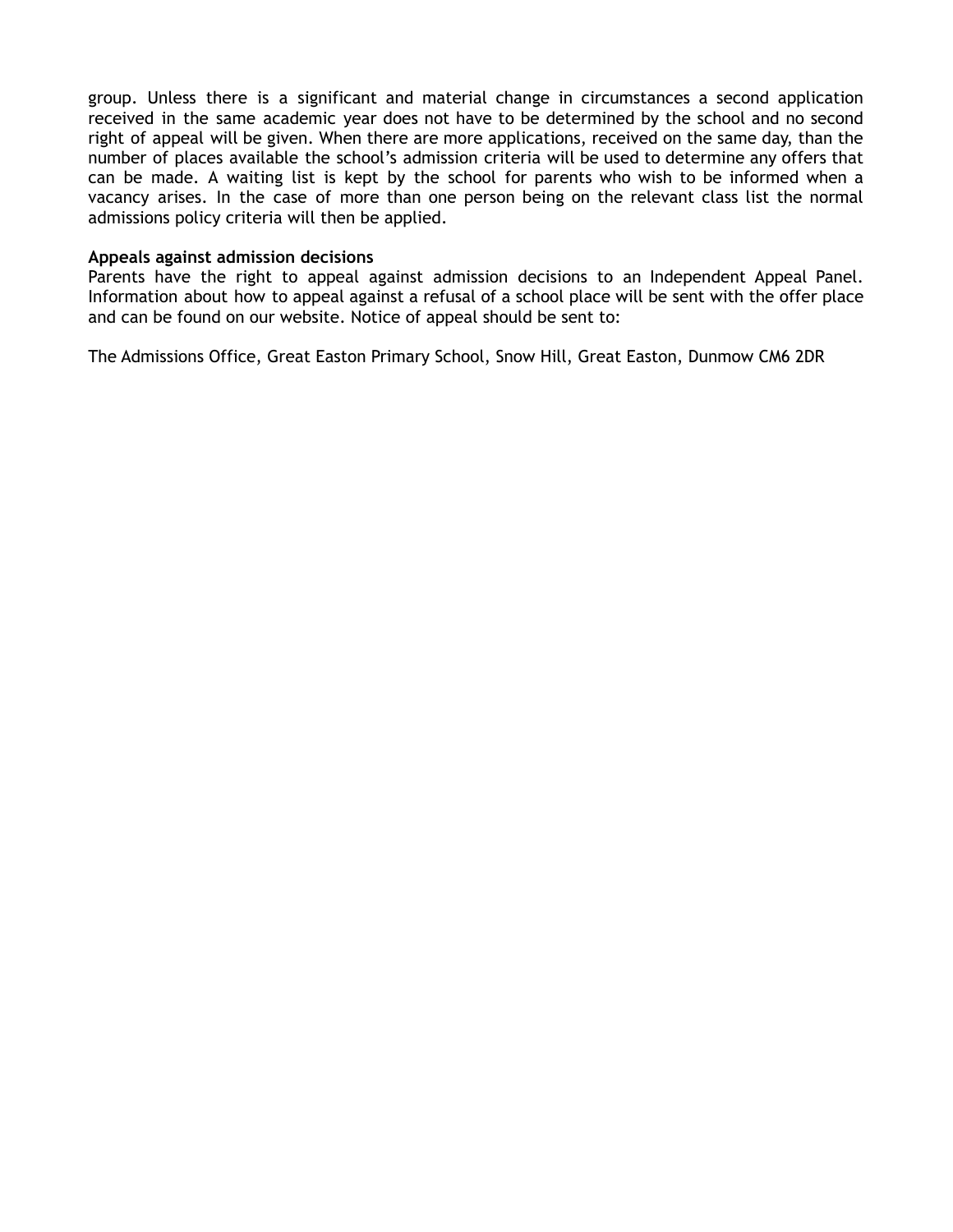group. Unless there is a significant and material change in circumstances a second application received in the same academic year does not have to be determined by the school and no second right of appeal will be given. When there are more applications, received on the same day, than the number of places available the school's admission criteria will be used to determine any offers that can be made. A waiting list is kept by the school for parents who wish to be informed when a vacancy arises. In the case of more than one person being on the relevant class list the normal admissions policy criteria will then be applied.

**Appeals against admission decisions**

Parents have the right to appeal against admission decisions to an Independent Appeal Panel. Information about how to appeal against a refusal of a school place will be sent with the offer place and can be found on our website. Notice of appeal should be sent to:

The Admissions Office, Great Easton Primary School, Snow Hill, Great Easton, Dunmow CM6 2DR